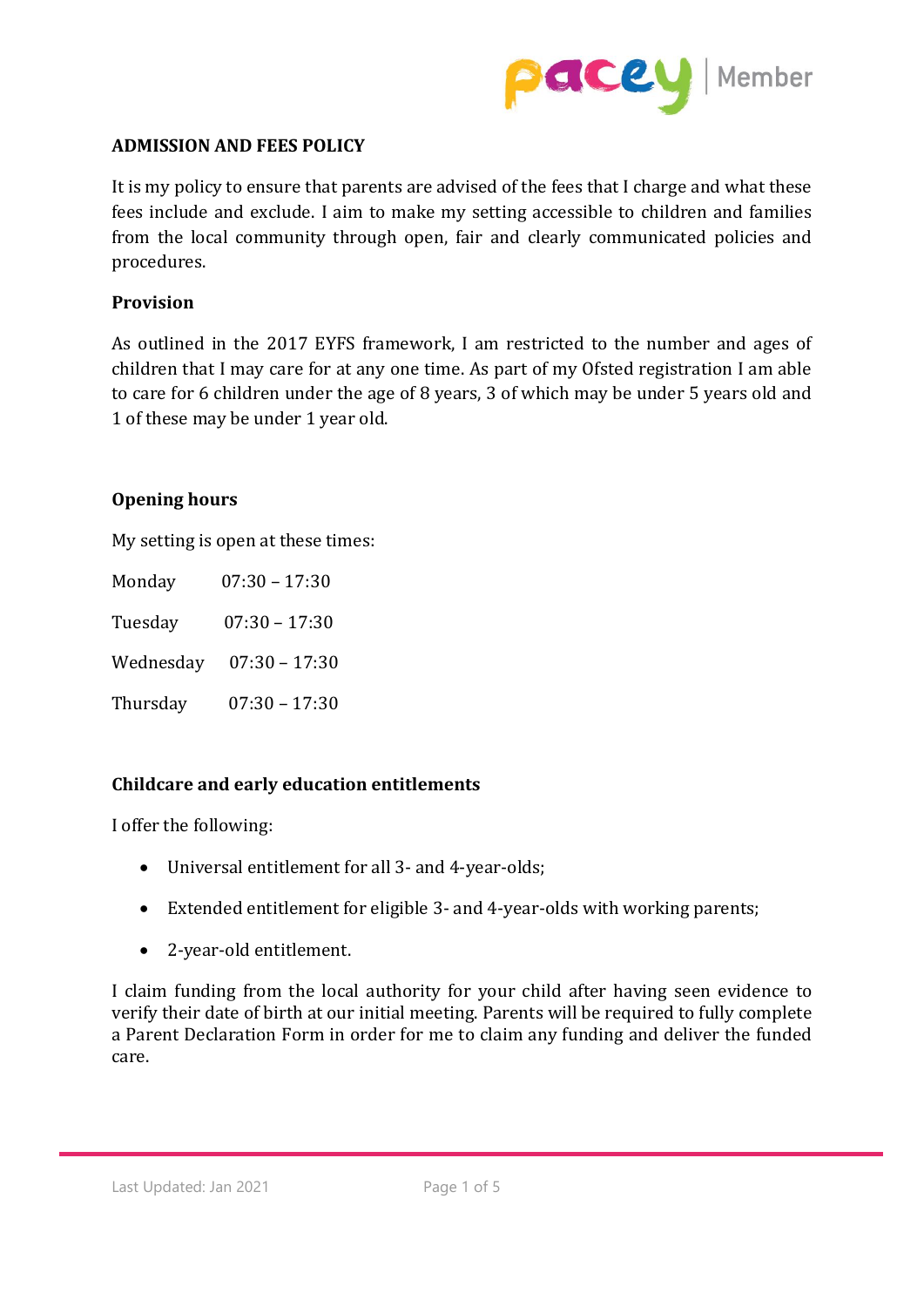# ADMISSION AND FEES POLICY

It is my policy to ensure that parents are advised of the fees that I charge and what these fees include and exclude. I aim to make my setting accessible to children and families from the local community through open, fair and clearly communicated policies and procedures.

## Provision

As outlined in the 2017 EYFS framework, I am restricted to the number and ages of children that I may care for at any one time. As part of my Ofsted registration I am able to care for 6 children under the age of 8 years, 3 of which may be under 5 years old and 1 of these may be under 1 year old.

## Opening hours

My setting is open at these times:

| | |
|---|---|
| Monday | 07:30 – 17:30 |
| Tuesday | 07:30 – 17:30 |
| Wednesday | 07:30 – 17:30 |
| Thursday | 07:30 – 17:30 |

## Childcare and early education entitlements

I offer the following:

- Universal entitlement for all 3- and 4-year-olds;
- Extended entitlement for eligible 3- and 4-year-olds with working parents;
- 2-year-old entitlement.

I claim funding from the local authority for your child after having seen evidence to verify their date of birth at our initial meeting. Parents will be required to fully complete a Parent Declaration Form in order for me to claim any funding and deliver the funded care.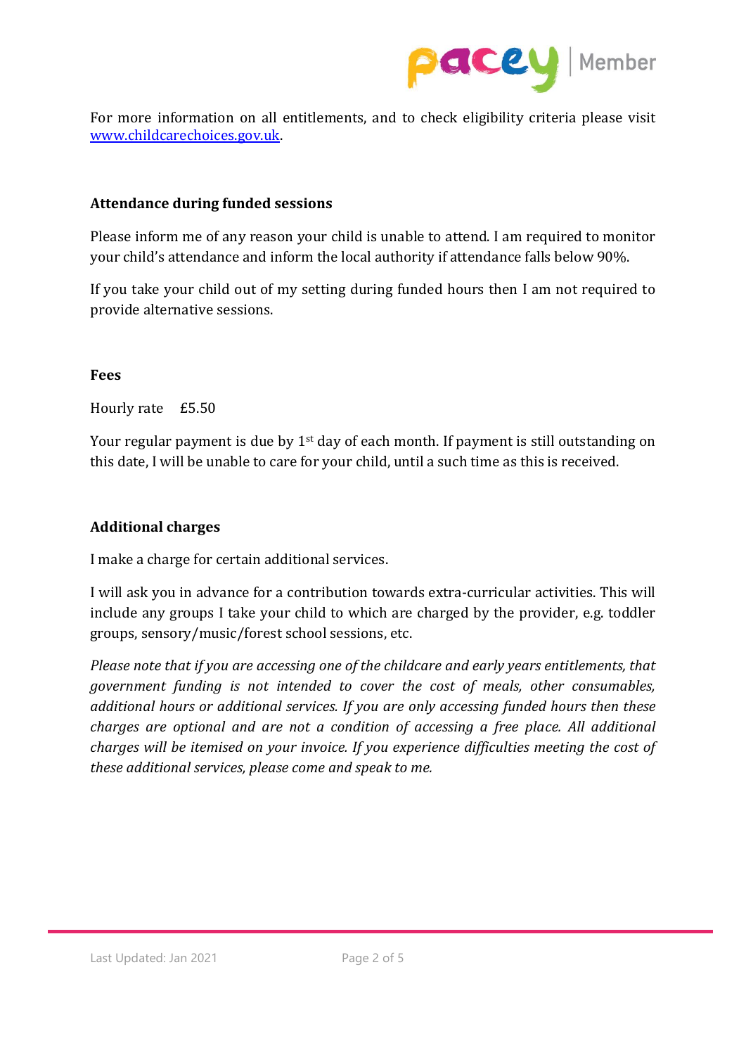For more information on all entitlements, and to check eligibility criteria please visit [www.childcarechoices.gov.uk](http://www.childcarechoices.gov.uk).

**Attendance during funded sessions**

Please inform me of any reason your child is unable to attend. I am required to monitor your child's attendance and inform the local authority if attendance falls below 90%.

If you take your child out of my setting during funded hours then I am not required to provide alternative sessions.

**Fees**

Hourly rate £5.50

Your regular payment is due by 1st day of each month. If payment is still outstanding on this date, I will be unable to care for your child, until a such time as this is received.

**Additional charges**

I make a charge for certain additional services.

I will ask you in advance for a contribution towards extra-curricular activities. This will include any groups I take your child to which are charged by the provider, e.g. toddler groups, sensory/music/forest school sessions, etc.

*Please note that if you are accessing one of the childcare and early years entitlements, that government funding is not intended to cover the cost of meals, other consumables, additional hours or additional services. If you are only accessing funded hours then these charges are optional and are not a condition of accessing a free place. All additional charges will be itemised on your invoice. If you experience difficulties meeting the cost of these additional services, please come and speak to me.*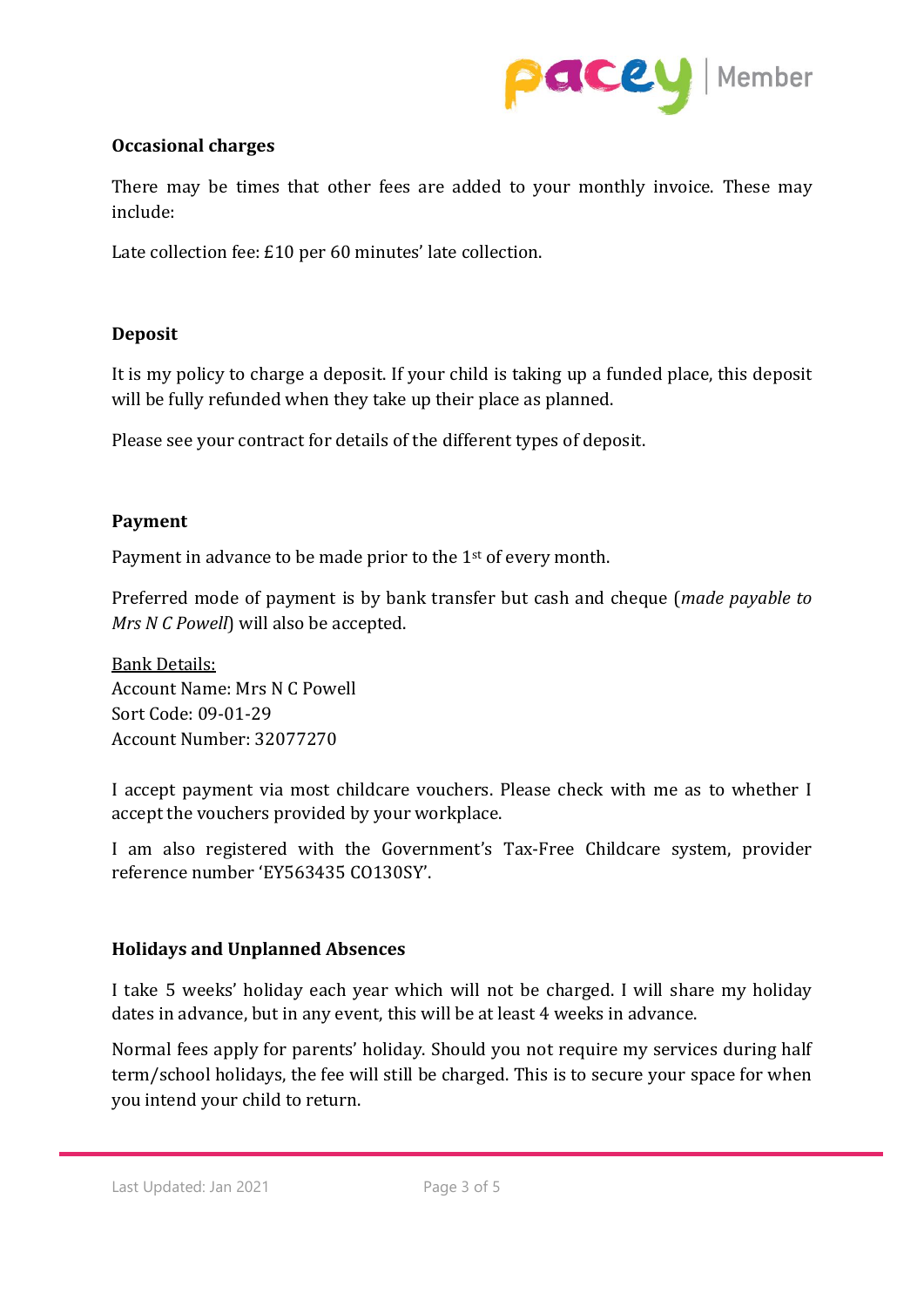**Occasional charges**

There may be times that other fees are added to your monthly invoice. These may include:

Late collection fee: £10 per 60 minutes' late collection.

**Deposit**

It is my policy to charge a deposit. If your child is taking up a funded place, this deposit will be fully refunded when they take up their place as planned.

Please see your contract for details of the different types of deposit.

**Payment**

Payment in advance to be made prior to the 1st of every month.

Preferred mode of payment is by bank transfer but cash and cheque (*made payable to Mrs N C Powell*) will also be accepted.

Bank Details:
Account Name: Mrs N C Powell
Sort Code: 09-01-29
Account Number: 32077270

I accept payment via most childcare vouchers. Please check with me as to whether I accept the vouchers provided by your workplace.

I am also registered with the Government's Tax-Free Childcare system, provider reference number 'EY563435 CO130SY'.

**Holidays and Unplanned Absences**

I take 5 weeks' holiday each year which will not be charged. I will share my holiday dates in advance, but in any event, this will be at least 4 weeks in advance.

Normal fees apply for parents' holiday. Should you not require my services during half term/school holidays, the fee will still be charged. This is to secure your space for when you intend your child to return.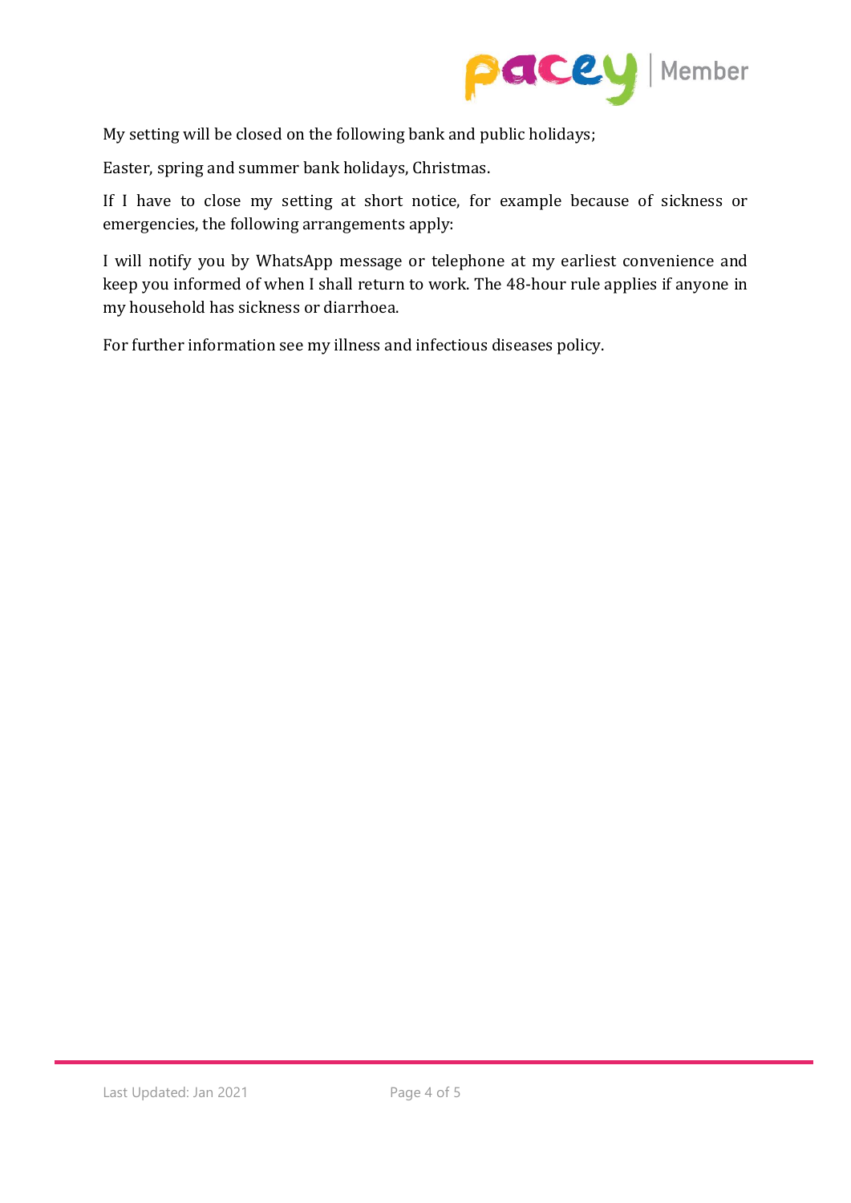My setting will be closed on the following bank and public holidays;

Easter, spring and summer bank holidays, Christmas.

If I have to close my setting at short notice, for example because of sickness or emergencies, the following arrangements apply:

I will notify you by WhatsApp message or telephone at my earliest convenience and keep you informed of when I shall return to work. The 48-hour rule applies if anyone in my household has sickness or diarrhoea.

For further information see my illness and infectious diseases policy.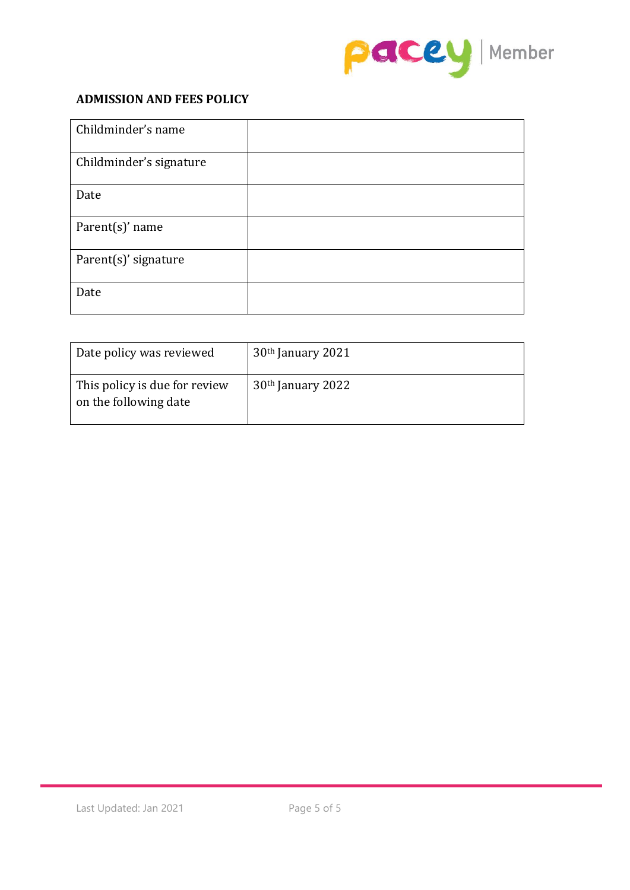**ADMISSION AND FEES POLICY**

| | |
|---|---|
| Childminder's name | |
| Childminder's signature | |
| Date | |
| Parent(s)' name | |
| Parent(s)' signature | |
| Date | |

| | |
|---|---|
| Date policy was reviewed | 30th January 2021 |
| This policy is due for review on the following date | 30th January 2022 |